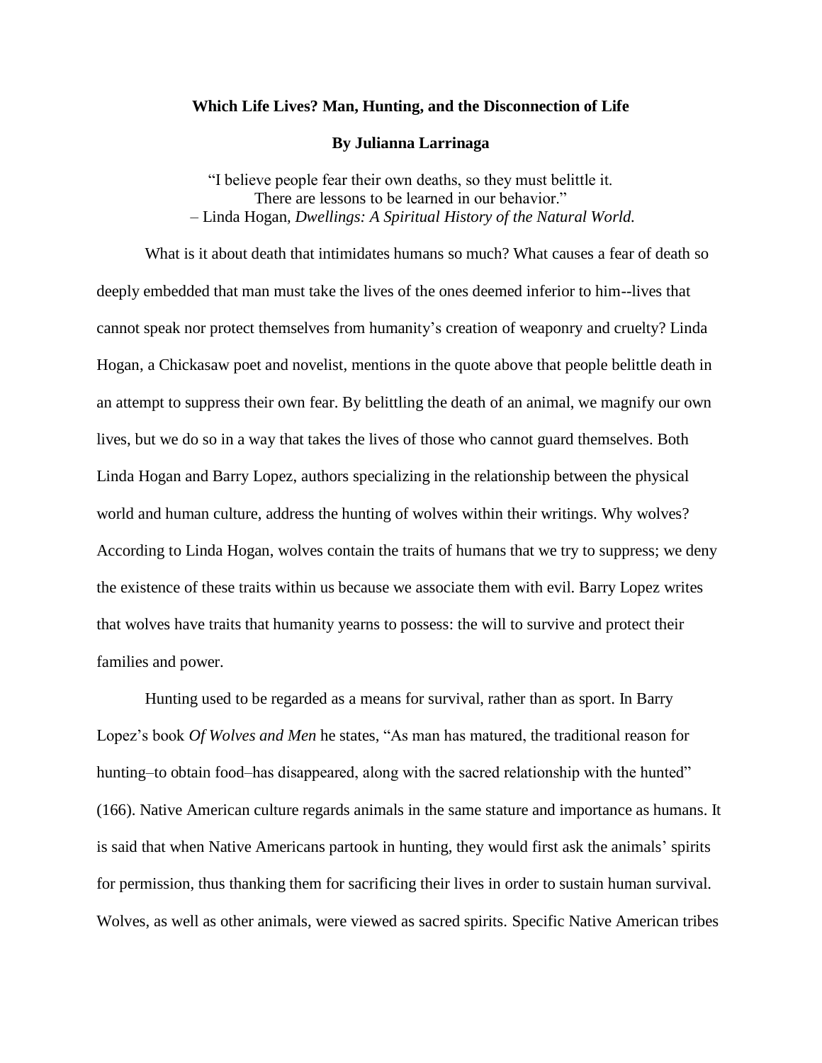# Which Life Lives? Man, Hunting, and the Disconnection of Life

**By Julianna Larrinaga**

> "I believe people fear their own deaths, so they must belittle it.
> There are lessons to be learned in our behavior."
> – Linda Hogan, *Dwellings: A Spiritual History of the Natural World.*

What is it about death that intimidates humans so much? What causes a fear of death so deeply embedded that man must take the lives of the ones deemed inferior to him--lives that cannot speak nor protect themselves from humanity's creation of weaponry and cruelty? Linda Hogan, a Chickasaw poet and novelist, mentions in the quote above that people belittle death in an attempt to suppress their own fear. By belittling the death of an animal, we magnify our own lives, but we do so in a way that takes the lives of those who cannot guard themselves. Both Linda Hogan and Barry Lopez, authors specializing in the relationship between the physical world and human culture, address the hunting of wolves within their writings. Why wolves? According to Linda Hogan, wolves contain the traits of humans that we try to suppress; we deny the existence of these traits within us because we associate them with evil. Barry Lopez writes that wolves have traits that humanity yearns to possess: the will to survive and protect their families and power.

Hunting used to be regarded as a means for survival, rather than as sport. In Barry Lopez's book *Of Wolves and Men* he states, "As man has matured, the traditional reason for hunting–to obtain food–has disappeared, along with the sacred relationship with the hunted" (166). Native American culture regards animals in the same stature and importance as humans. It is said that when Native Americans partook in hunting, they would first ask the animals' spirits for permission, thus thanking them for sacrificing their lives in order to sustain human survival. Wolves, as well as other animals, were viewed as sacred spirits. Specific Native American tribes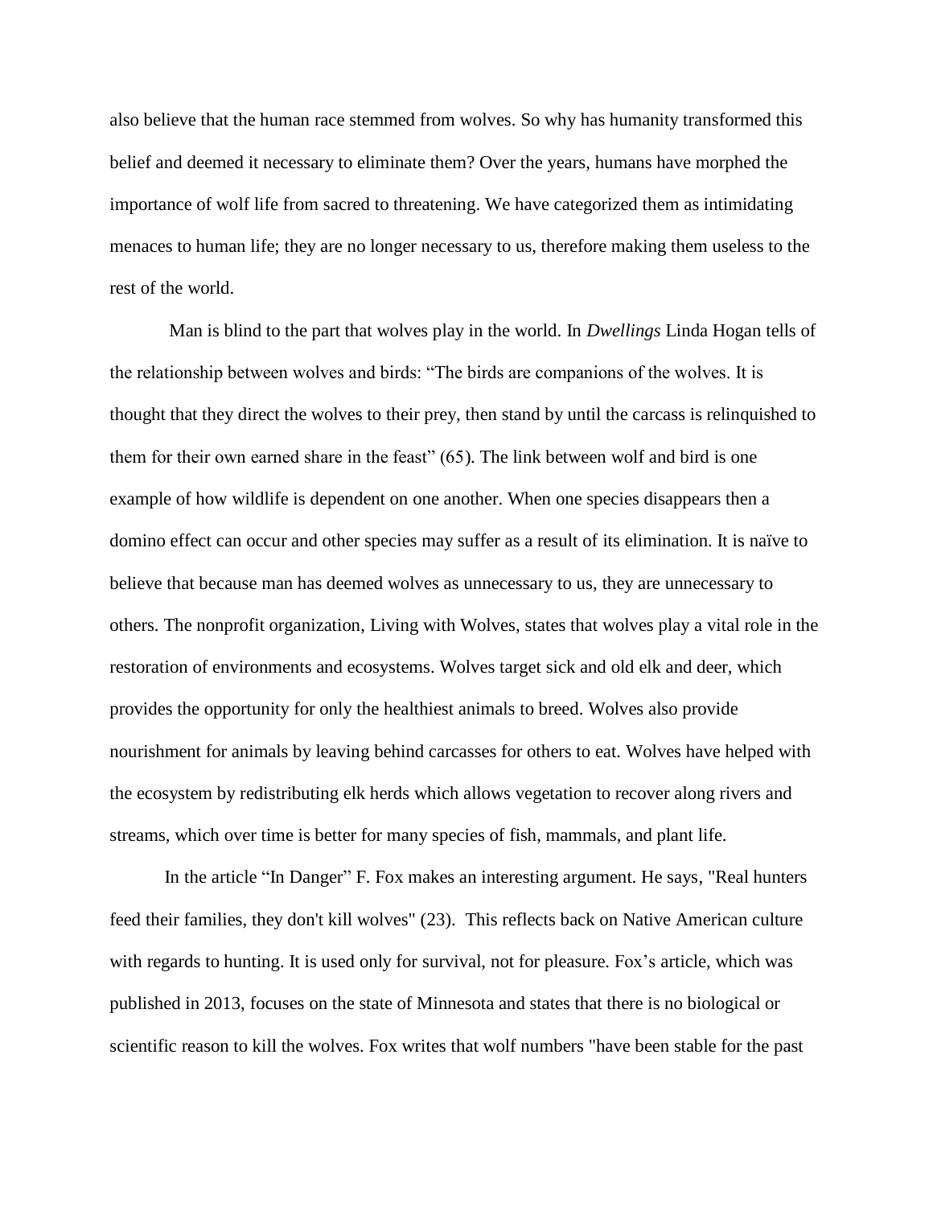also believe that the human race stemmed from wolves. So why has humanity transformed this belief and deemed it necessary to eliminate them? Over the years, humans have morphed the importance of wolf life from sacred to threatening. We have categorized them as intimidating menaces to human life; they are no longer necessary to us, therefore making them useless to the rest of the world.

Man is blind to the part that wolves play in the world. In *Dwellings* Linda Hogan tells of the relationship between wolves and birds: "The birds are companions of the wolves. It is thought that they direct the wolves to their prey, then stand by until the carcass is relinquished to them for their own earned share in the feast" (65). The link between wolf and bird is one example of how wildlife is dependent on one another. When one species disappears then a domino effect can occur and other species may suffer as a result of its elimination. It is naïve to believe that because man has deemed wolves as unnecessary to us, they are unnecessary to others. The nonprofit organization, Living with Wolves, states that wolves play a vital role in the restoration of environments and ecosystems. Wolves target sick and old elk and deer, which provides the opportunity for only the healthiest animals to breed. Wolves also provide nourishment for animals by leaving behind carcasses for others to eat. Wolves have helped with the ecosystem by redistributing elk herds which allows vegetation to recover along rivers and streams, which over time is better for many species of fish, mammals, and plant life.

In the article "In Danger" F. Fox makes an interesting argument. He says, "Real hunters feed their families, they don't kill wolves" (23). This reflects back on Native American culture with regards to hunting. It is used only for survival, not for pleasure. Fox's article, which was published in 2013, focuses on the state of Minnesota and states that there is no biological or scientific reason to kill the wolves. Fox writes that wolf numbers "have been stable for the past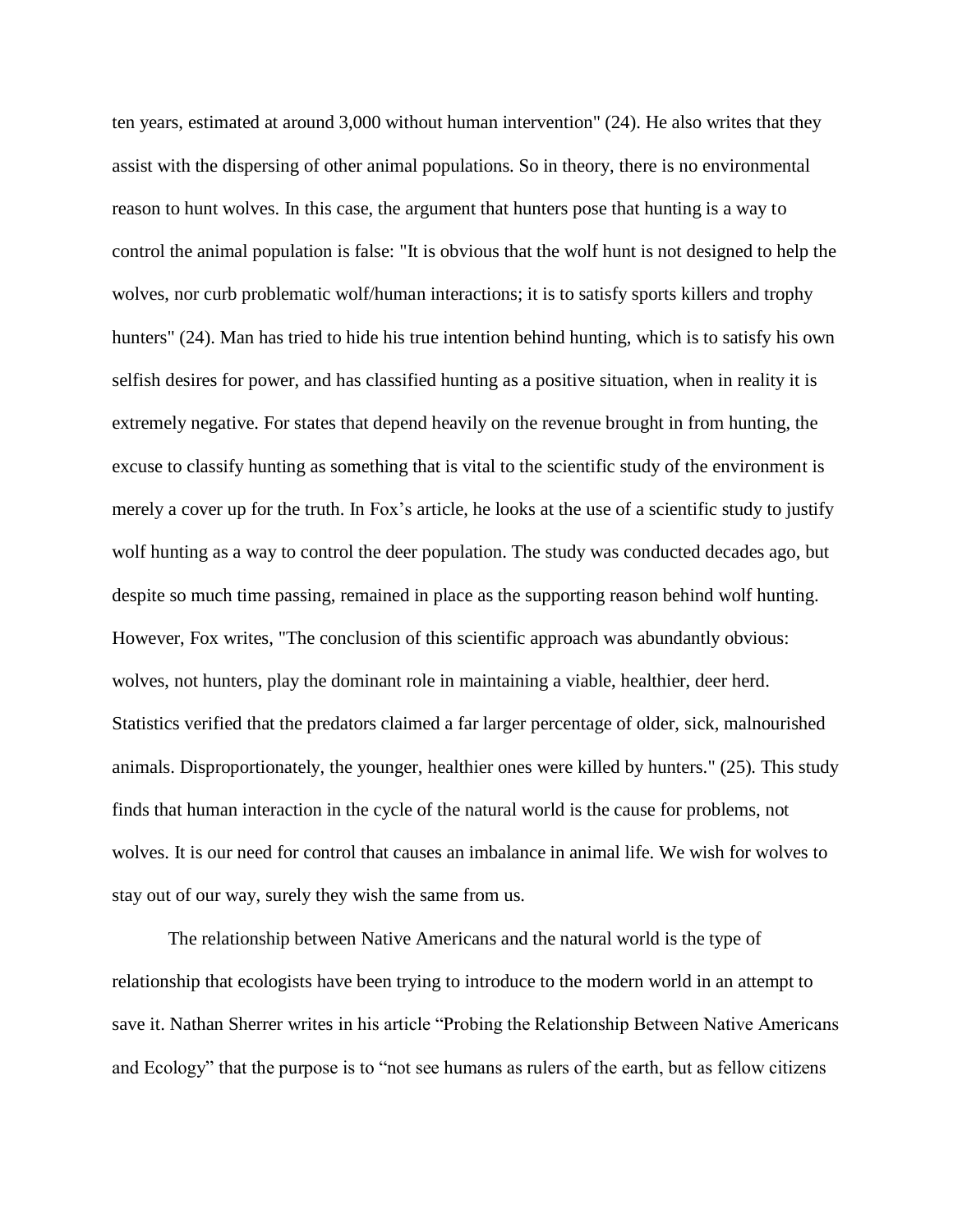ten years, estimated at around 3,000 without human intervention" (24). He also writes that they assist with the dispersing of other animal populations. So in theory, there is no environmental reason to hunt wolves. In this case, the argument that hunters pose that hunting is a way to control the animal population is false: "It is obvious that the wolf hunt is not designed to help the wolves, nor curb problematic wolf/human interactions; it is to satisfy sports killers and trophy hunters" (24). Man has tried to hide his true intention behind hunting, which is to satisfy his own selfish desires for power, and has classified hunting as a positive situation, when in reality it is extremely negative. For states that depend heavily on the revenue brought in from hunting, the excuse to classify hunting as something that is vital to the scientific study of the environment is merely a cover up for the truth. In Fox's article, he looks at the use of a scientific study to justify wolf hunting as a way to control the deer population. The study was conducted decades ago, but despite so much time passing, remained in place as the supporting reason behind wolf hunting. However, Fox writes, "The conclusion of this scientific approach was abundantly obvious: wolves, not hunters, play the dominant role in maintaining a viable, healthier, deer herd. Statistics verified that the predators claimed a far larger percentage of older, sick, malnourished animals. Disproportionately, the younger, healthier ones were killed by hunters." (25). This study finds that human interaction in the cycle of the natural world is the cause for problems, not wolves. It is our need for control that causes an imbalance in animal life. We wish for wolves to stay out of our way, surely they wish the same from us.

The relationship between Native Americans and the natural world is the type of relationship that ecologists have been trying to introduce to the modern world in an attempt to save it. Nathan Sherrer writes in his article "Probing the Relationship Between Native Americans and Ecology" that the purpose is to "not see humans as rulers of the earth, but as fellow citizens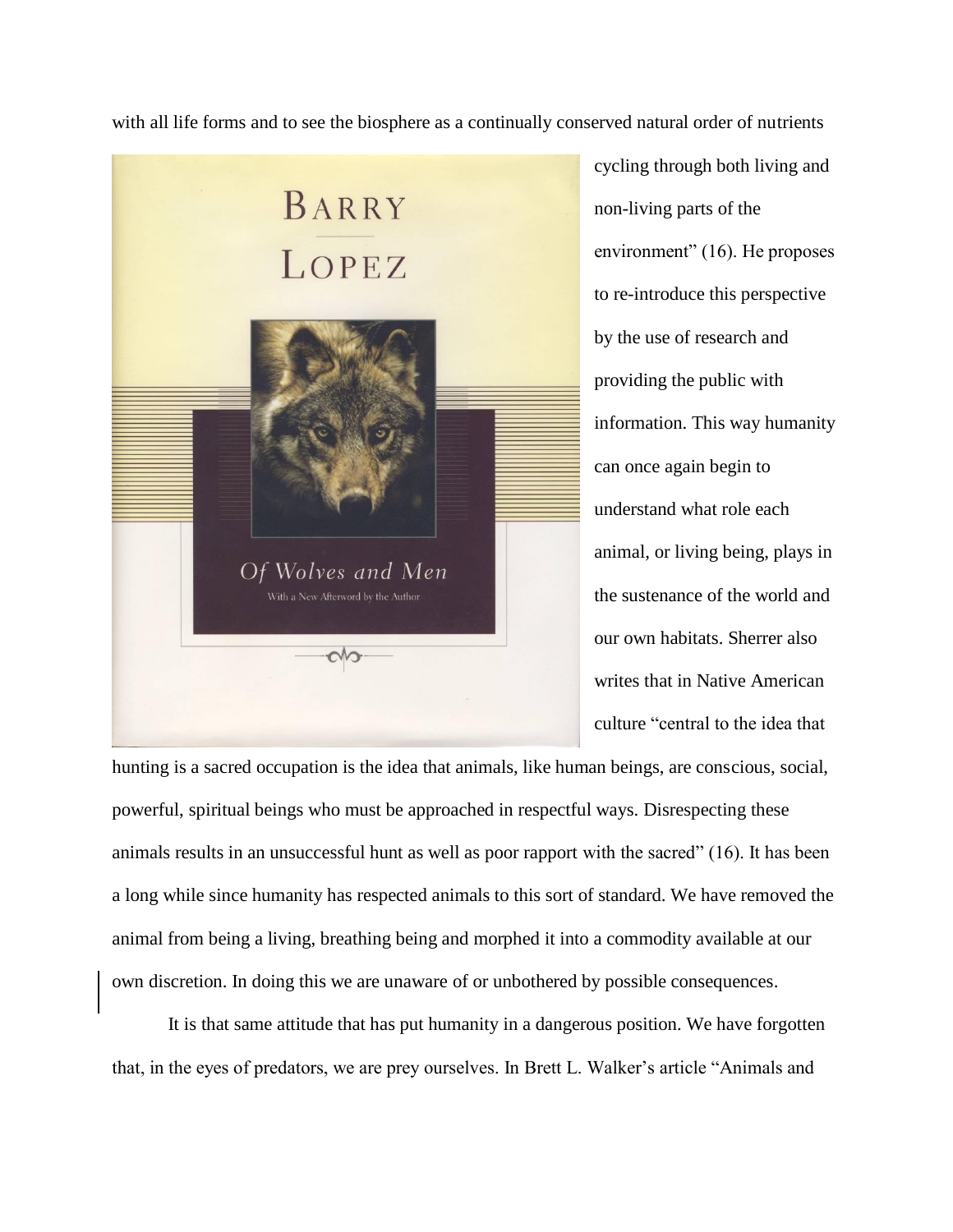with all life forms and to see the biosphere as a continually conserved natural order of nutrients cycling through both living and non-living parts of the environment" (16). He proposes to re-introduce this perspective by the use of research and providing the public with information. This way humanity can once again begin to understand what role each animal, or living being, plays in the sustenance of the world and our own habitats. Sherrer also writes that in Native American culture "central to the idea that hunting is a sacred occupation is the idea that animals, like human beings, are conscious, social, powerful, spiritual beings who must be approached in respectful ways. Disrespecting these animals results in an unsuccessful hunt as well as poor rapport with the sacred" (16). It has been a long while since humanity has respected animals to this sort of standard. We have removed the animal from being a living, breathing being and morphed it into a commodity available at our own discretion. In doing this we are unaware of or unbothered by possible consequences.

It is that same attitude that has put humanity in a dangerous position. We have forgotten that, in the eyes of predators, we are prey ourselves. In Brett L. Walker's article "Animals and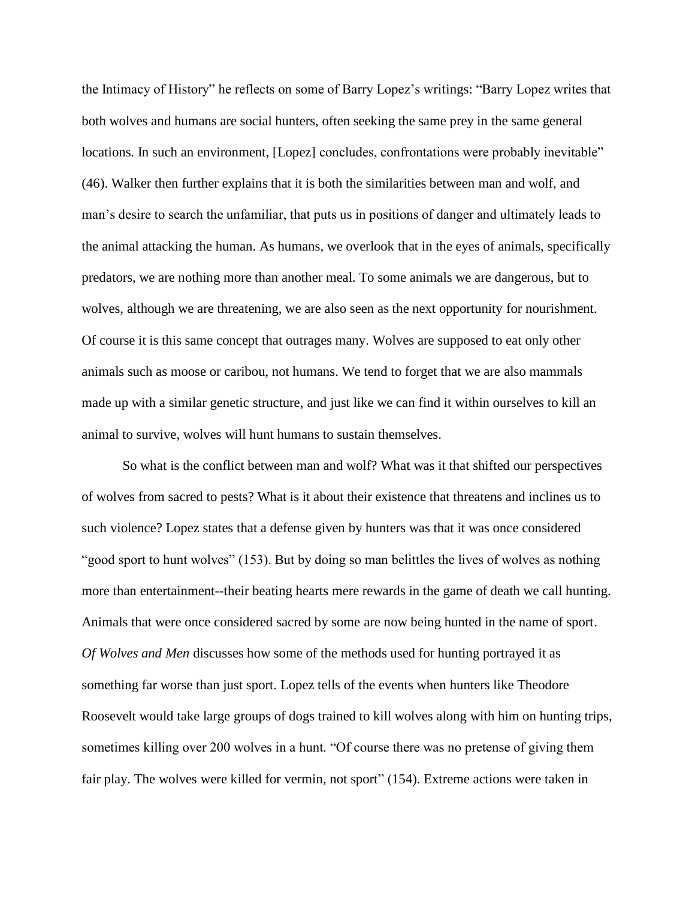the Intimacy of History" he reflects on some of Barry Lopez's writings: "Barry Lopez writes that both wolves and humans are social hunters, often seeking the same prey in the same general locations. In such an environment, [Lopez] concludes, confrontations were probably inevitable" (46). Walker then further explains that it is both the similarities between man and wolf, and man's desire to search the unfamiliar, that puts us in positions of danger and ultimately leads to the animal attacking the human. As humans, we overlook that in the eyes of animals, specifically predators, we are nothing more than another meal. To some animals we are dangerous, but to wolves, although we are threatening, we are also seen as the next opportunity for nourishment. Of course it is this same concept that outrages many. Wolves are supposed to eat only other animals such as moose or caribou, not humans. We tend to forget that we are also mammals made up with a similar genetic structure, and just like we can find it within ourselves to kill an animal to survive, wolves will hunt humans to sustain themselves.

So what is the conflict between man and wolf? What was it that shifted our perspectives of wolves from sacred to pests? What is it about their existence that threatens and inclines us to such violence? Lopez states that a defense given by hunters was that it was once considered "good sport to hunt wolves" (153). But by doing so man belittles the lives of wolves as nothing more than entertainment--their beating hearts mere rewards in the game of death we call hunting. Animals that were once considered sacred by some are now being hunted in the name of sport. *Of Wolves and Men* discusses how some of the methods used for hunting portrayed it as something far worse than just sport. Lopez tells of the events when hunters like Theodore Roosevelt would take large groups of dogs trained to kill wolves along with him on hunting trips, sometimes killing over 200 wolves in a hunt. "Of course there was no pretense of giving them fair play. The wolves were killed for vermin, not sport" (154). Extreme actions were taken in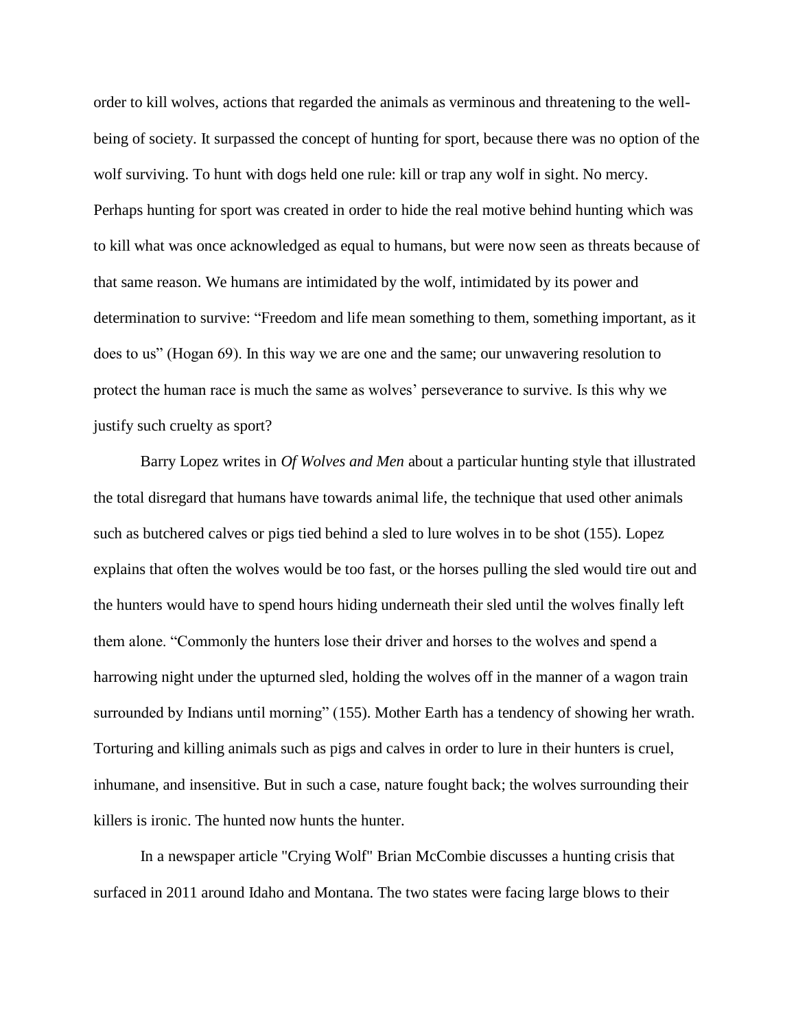order to kill wolves, actions that regarded the animals as verminous and threatening to the well-being of society. It surpassed the concept of hunting for sport, because there was no option of the wolf surviving. To hunt with dogs held one rule: kill or trap any wolf in sight. No mercy. Perhaps hunting for sport was created in order to hide the real motive behind hunting which was to kill what was once acknowledged as equal to humans, but were now seen as threats because of that same reason. We humans are intimidated by the wolf, intimidated by its power and determination to survive: "Freedom and life mean something to them, something important, as it does to us" (Hogan 69). In this way we are one and the same; our unwavering resolution to protect the human race is much the same as wolves' perseverance to survive. Is this why we justify such cruelty as sport?

Barry Lopez writes in *Of Wolves and Men* about a particular hunting style that illustrated the total disregard that humans have towards animal life, the technique that used other animals such as butchered calves or pigs tied behind a sled to lure wolves in to be shot (155). Lopez explains that often the wolves would be too fast, or the horses pulling the sled would tire out and the hunters would have to spend hours hiding underneath their sled until the wolves finally left them alone. "Commonly the hunters lose their driver and horses to the wolves and spend a harrowing night under the upturned sled, holding the wolves off in the manner of a wagon train surrounded by Indians until morning" (155). Mother Earth has a tendency of showing her wrath. Torturing and killing animals such as pigs and calves in order to lure in their hunters is cruel, inhumane, and insensitive. But in such a case, nature fought back; the wolves surrounding their killers is ironic. The hunted now hunts the hunter.

In a newspaper article "Crying Wolf" Brian McCombie discusses a hunting crisis that surfaced in 2011 around Idaho and Montana. The two states were facing large blows to their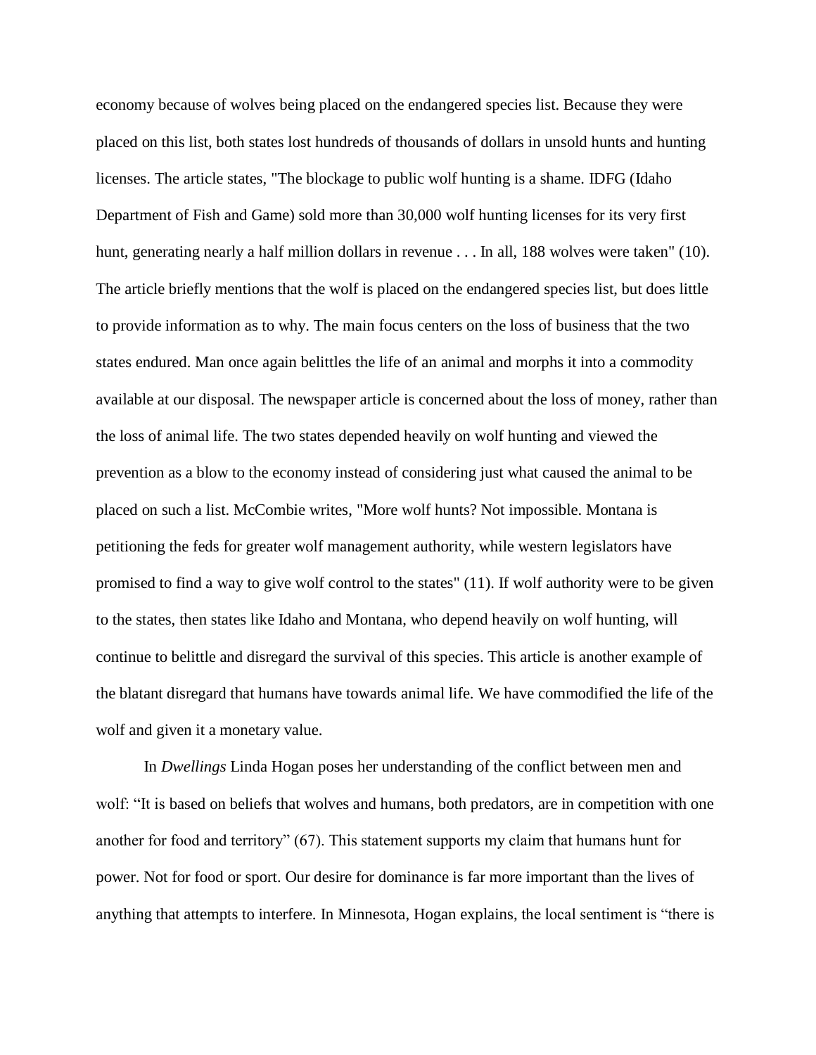economy because of wolves being placed on the endangered species list. Because they were placed on this list, both states lost hundreds of thousands of dollars in unsold hunts and hunting licenses. The article states, "The blockage to public wolf hunting is a shame. IDFG (Idaho Department of Fish and Game) sold more than 30,000 wolf hunting licenses for its very first hunt, generating nearly a half million dollars in revenue . . . In all, 188 wolves were taken" (10). The article briefly mentions that the wolf is placed on the endangered species list, but does little to provide information as to why. The main focus centers on the loss of business that the two states endured. Man once again belittles the life of an animal and morphs it into a commodity available at our disposal. The newspaper article is concerned about the loss of money, rather than the loss of animal life. The two states depended heavily on wolf hunting and viewed the prevention as a blow to the economy instead of considering just what caused the animal to be placed on such a list. McCombie writes, "More wolf hunts? Not impossible. Montana is petitioning the feds for greater wolf management authority, while western legislators have promised to find a way to give wolf control to the states" (11). If wolf authority were to be given to the states, then states like Idaho and Montana, who depend heavily on wolf hunting, will continue to belittle and disregard the survival of this species. This article is another example of the blatant disregard that humans have towards animal life. We have commodified the life of the wolf and given it a monetary value.

In *Dwellings* Linda Hogan poses her understanding of the conflict between men and wolf: "It is based on beliefs that wolves and humans, both predators, are in competition with one another for food and territory" (67). This statement supports my claim that humans hunt for power. Not for food or sport. Our desire for dominance is far more important than the lives of anything that attempts to interfere. In Minnesota, Hogan explains, the local sentiment is "there is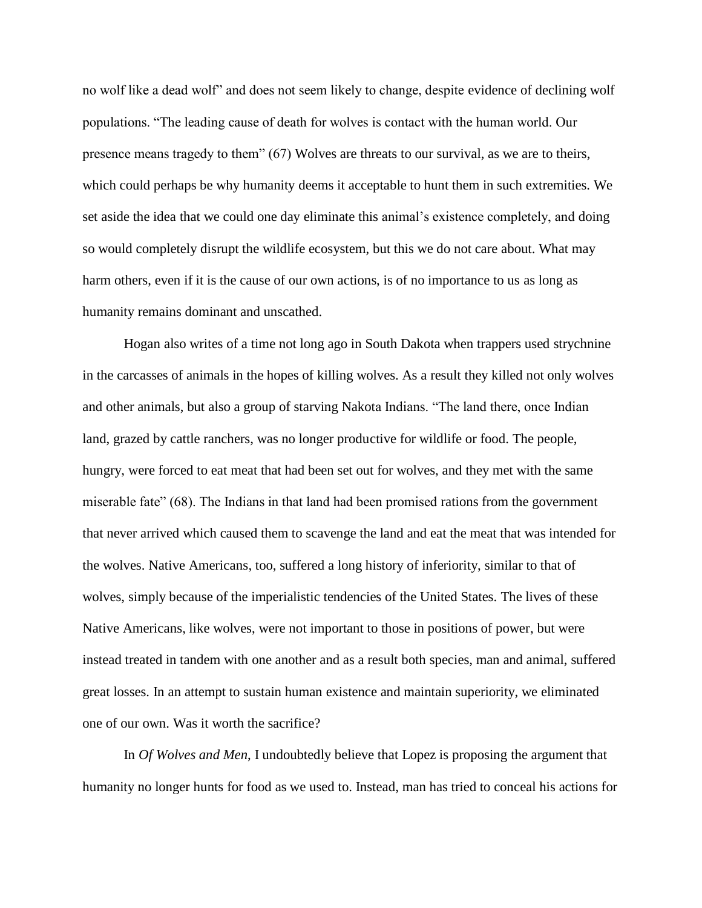no wolf like a dead wolf" and does not seem likely to change, despite evidence of declining wolf populations. "The leading cause of death for wolves is contact with the human world. Our presence means tragedy to them" (67) Wolves are threats to our survival, as we are to theirs, which could perhaps be why humanity deems it acceptable to hunt them in such extremities. We set aside the idea that we could one day eliminate this animal's existence completely, and doing so would completely disrupt the wildlife ecosystem, but this we do not care about. What may harm others, even if it is the cause of our own actions, is of no importance to us as long as humanity remains dominant and unscathed.

Hogan also writes of a time not long ago in South Dakota when trappers used strychnine in the carcasses of animals in the hopes of killing wolves. As a result they killed not only wolves and other animals, but also a group of starving Nakota Indians. "The land there, once Indian land, grazed by cattle ranchers, was no longer productive for wildlife or food. The people, hungry, were forced to eat meat that had been set out for wolves, and they met with the same miserable fate" (68). The Indians in that land had been promised rations from the government that never arrived which caused them to scavenge the land and eat the meat that was intended for the wolves. Native Americans, too, suffered a long history of inferiority, similar to that of wolves, simply because of the imperialistic tendencies of the United States. The lives of these Native Americans, like wolves, were not important to those in positions of power, but were instead treated in tandem with one another and as a result both species, man and animal, suffered great losses. In an attempt to sustain human existence and maintain superiority, we eliminated one of our own. Was it worth the sacrifice?

In *Of Wolves and Men*, I undoubtedly believe that Lopez is proposing the argument that humanity no longer hunts for food as we used to. Instead, man has tried to conceal his actions for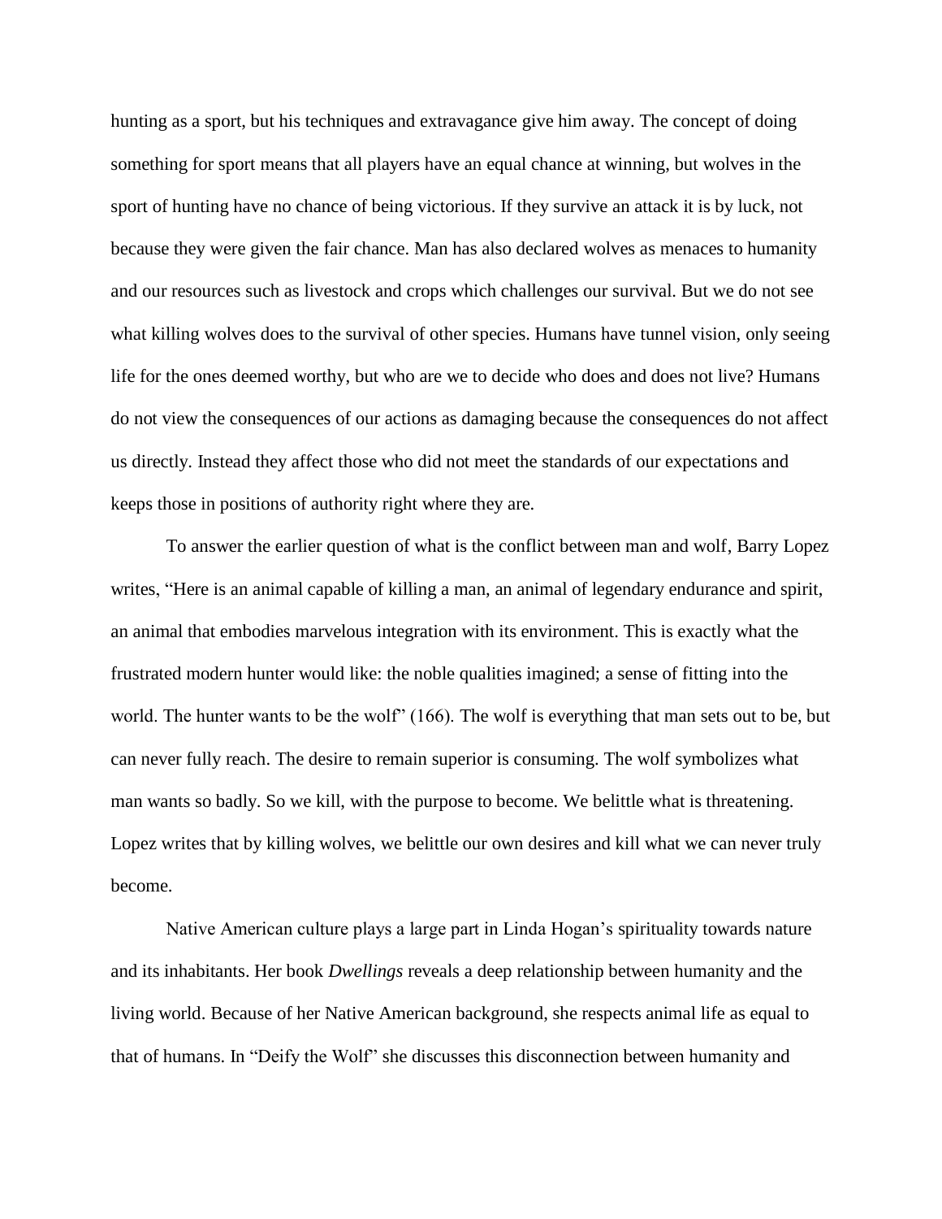hunting as a sport, but his techniques and extravagance give him away. The concept of doing something for sport means that all players have an equal chance at winning, but wolves in the sport of hunting have no chance of being victorious. If they survive an attack it is by luck, not because they were given the fair chance. Man has also declared wolves as menaces to humanity and our resources such as livestock and crops which challenges our survival. But we do not see what killing wolves does to the survival of other species. Humans have tunnel vision, only seeing life for the ones deemed worthy, but who are we to decide who does and does not live? Humans do not view the consequences of our actions as damaging because the consequences do not affect us directly. Instead they affect those who did not meet the standards of our expectations and keeps those in positions of authority right where they are.

To answer the earlier question of what is the conflict between man and wolf, Barry Lopez writes, "Here is an animal capable of killing a man, an animal of legendary endurance and spirit, an animal that embodies marvelous integration with its environment. This is exactly what the frustrated modern hunter would like: the noble qualities imagined; a sense of fitting into the world. The hunter wants to be the wolf" (166). The wolf is everything that man sets out to be, but can never fully reach. The desire to remain superior is consuming. The wolf symbolizes what man wants so badly. So we kill, with the purpose to become. We belittle what is threatening. Lopez writes that by killing wolves, we belittle our own desires and kill what we can never truly become.

Native American culture plays a large part in Linda Hogan's spirituality towards nature and its inhabitants. Her book *Dwellings* reveals a deep relationship between humanity and the living world. Because of her Native American background, she respects animal life as equal to that of humans. In "Deify the Wolf" she discusses this disconnection between humanity and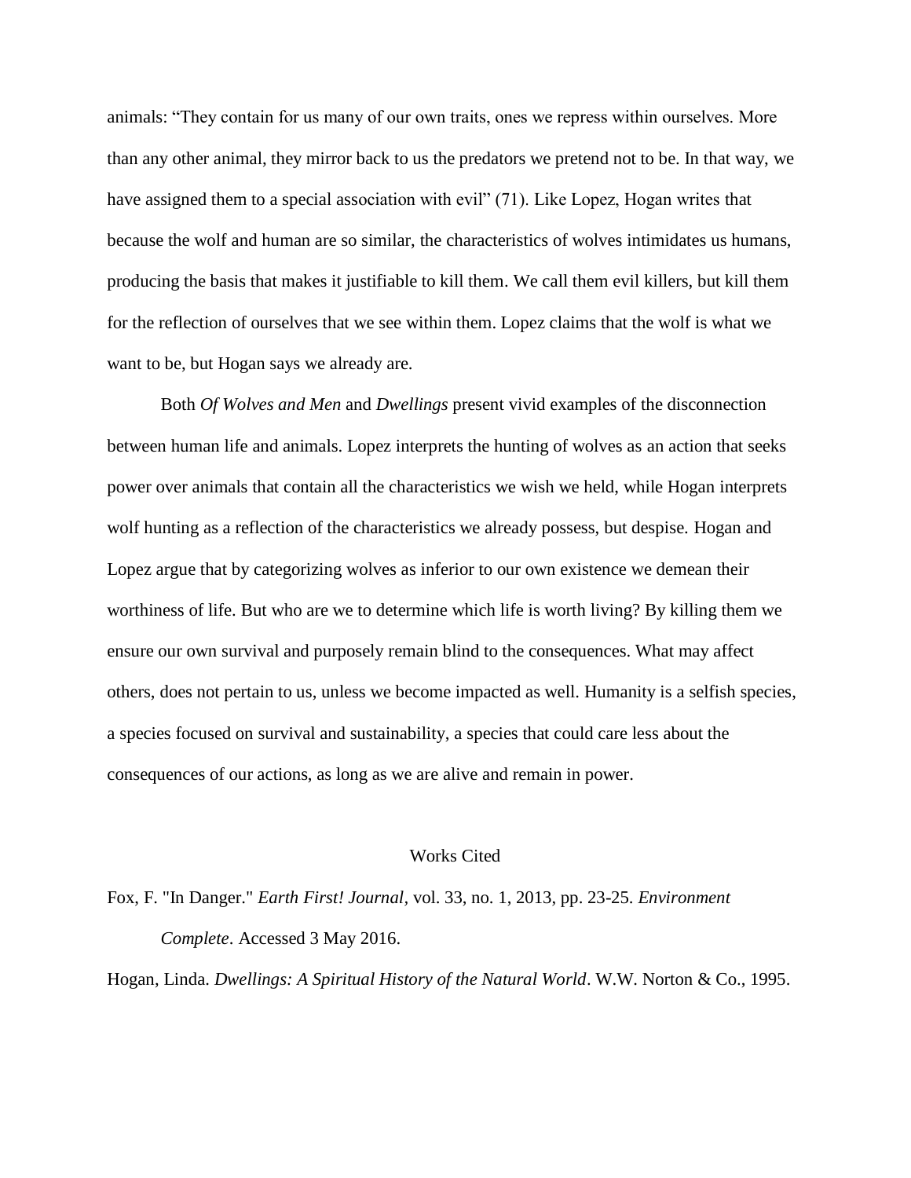animals: “They contain for us many of our own traits, ones we repress within ourselves. More than any other animal, they mirror back to us the predators we pretend not to be. In that way, we have assigned them to a special association with evil” (71). Like Lopez, Hogan writes that because the wolf and human are so similar, the characteristics of wolves intimidates us humans, producing the basis that makes it justifiable to kill them. We call them evil killers, but kill them for the reflection of ourselves that we see within them. Lopez claims that the wolf is what we want to be, but Hogan says we already are.

Both *Of Wolves and Men* and *Dwellings* present vivid examples of the disconnection between human life and animals. Lopez interprets the hunting of wolves as an action that seeks power over animals that contain all the characteristics we wish we held, while Hogan interprets wolf hunting as a reflection of the characteristics we already possess, but despise. Hogan and Lopez argue that by categorizing wolves as inferior to our own existence we demean their worthiness of life. But who are we to determine which life is worth living? By killing them we ensure our own survival and purposely remain blind to the consequences. What may affect others, does not pertain to us, unless we become impacted as well. Humanity is a selfish species, a species focused on survival and sustainability, a species that could care less about the consequences of our actions, as long as we are alive and remain in power.

## Works Cited

Fox, F. "In Danger." *Earth First! Journal*, vol. 33, no. 1, 2013, pp. 23-25. *Environment Complete*. Accessed 3 May 2016.

Hogan, Linda. *Dwellings: A Spiritual History of the Natural World*. W.W. Norton & Co., 1995.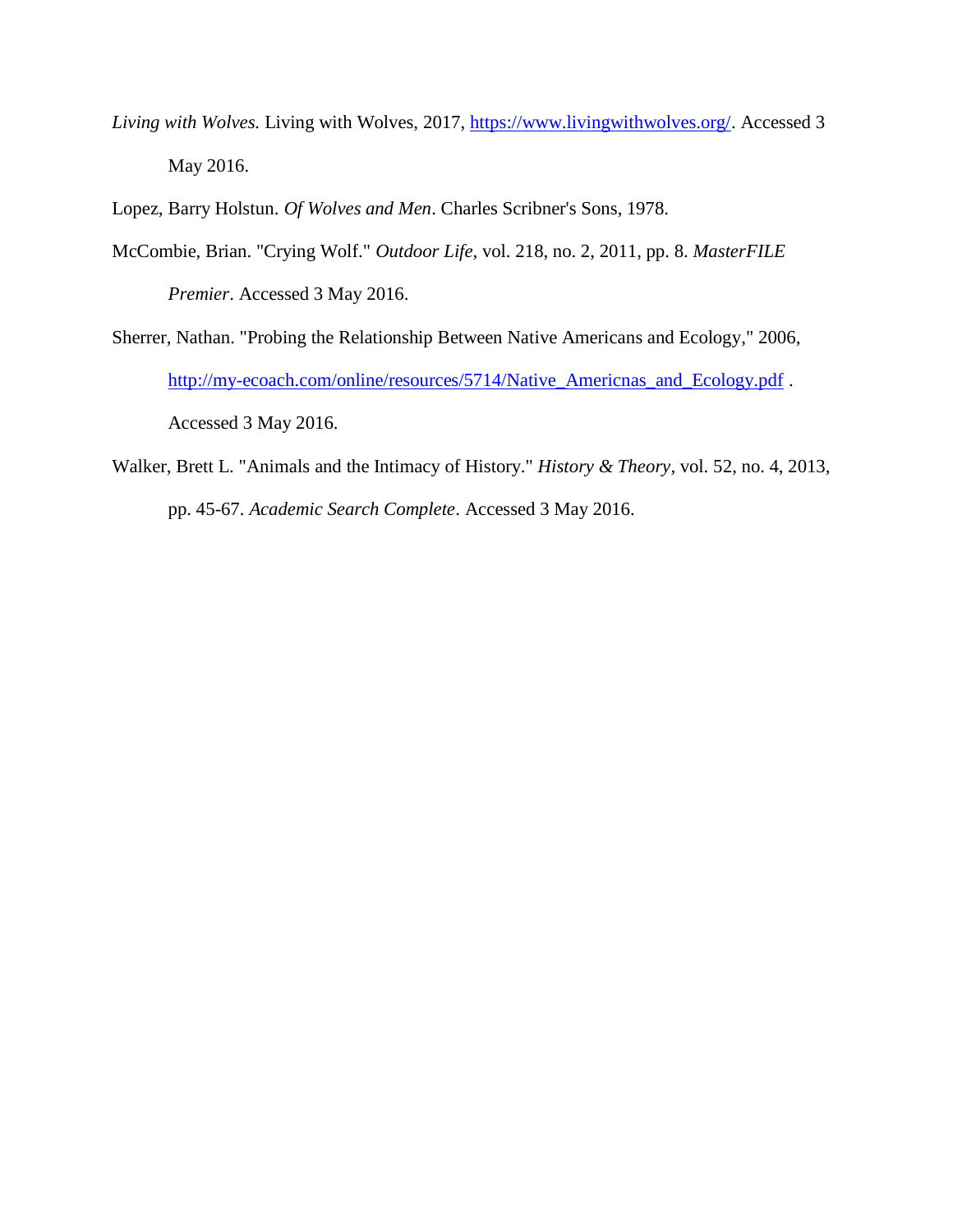*Living with Wolves.* Living with Wolves, 2017, https://www.livingwithwolves.org/. Accessed 3 May 2016.

Lopez, Barry Holstun. *Of Wolves and Men*. Charles Scribner's Sons, 1978.

McCombie, Brian. "Crying Wolf." *Outdoor Life*, vol. 218, no. 2, 2011, pp. 8. *MasterFILE Premier*. Accessed 3 May 2016.

Sherrer, Nathan. "Probing the Relationship Between Native Americans and Ecology," 2006, http://my-ecoach.com/online/resources/5714/Native_Americnas_and_Ecology.pdf . Accessed 3 May 2016.

Walker, Brett L. "Animals and the Intimacy of History." *History & Theory*, vol. 52, no. 4, 2013, pp. 45-67. *Academic Search Complete*. Accessed 3 May 2016.